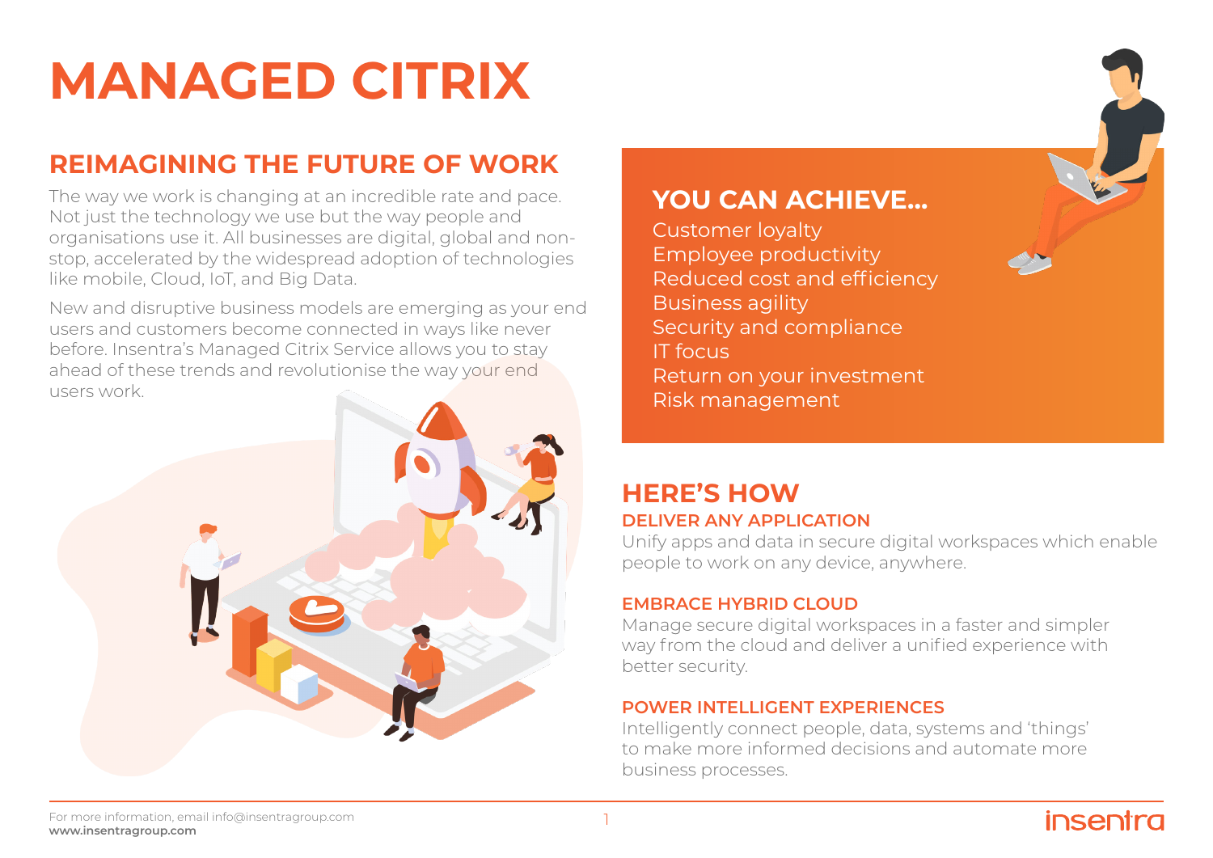# MANAGED CITRIX

## REIMAGINING THE FUTURE OF WORK

The way we work is changing at an incredible rate and pace. Not just the technology we use but the way people and organisations use it. All businesses are digital, global and non-stop, accelerated by the widespread adoption of technologies like mobile, Cloud, IoT, and Big Data.

New and disruptive business models are emerging as your end users and customers become connected in ways like never before. Insentra's Managed Citrix Service allows you to stay ahead of these trends and revolutionise the way your end users work.

## YOU CAN ACHIEVE...

- Customer loyalty
- Employee productivity
- Reduced cost and efficiency
- Business agility
- Security and compliance
- IT focus
- Return on your investment
- Risk management

## HERE'S HOW

### DELIVER ANY APPLICATION

Unify apps and data in secure digital workspaces which enable people to work on any device, anywhere.

### EMBRACE HYBRID CLOUD

Manage secure digital workspaces in a faster and simpler way from the cloud and deliver a unified experience with better security.

### POWER INTELLIGENT EXPERIENCES

Intelligently connect people, data, systems and 'things' to make more informed decisions and automate more business processes.

For more information, email info@insentragroup.com
**www.insentragroup.com**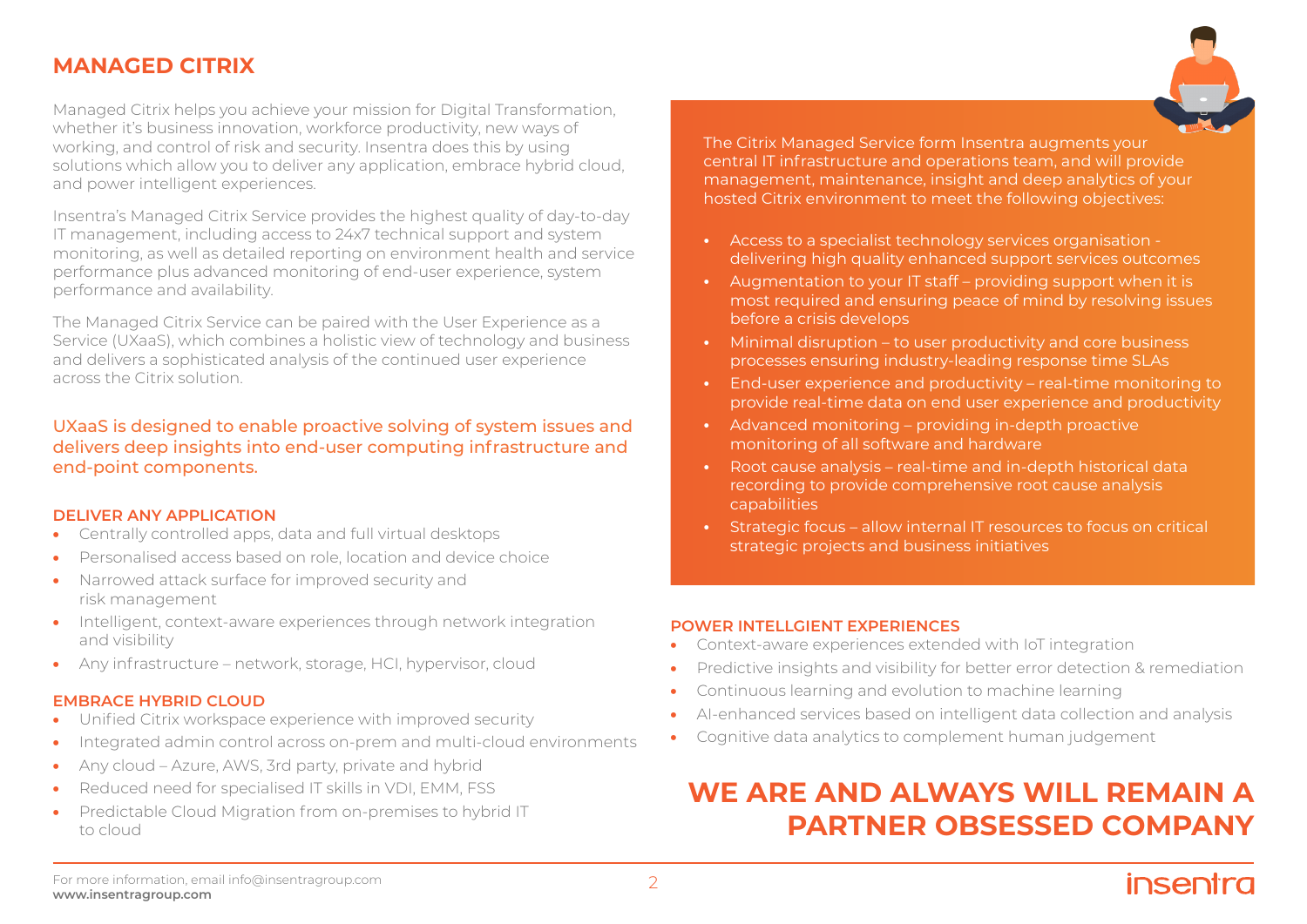## MANAGED CITRIX

Managed Citrix helps you achieve your mission for Digital Transformation, whether it's business innovation, workforce productivity, new ways of working, and control of risk and security. Insentra does this by using solutions which allow you to deliver any application, embrace hybrid cloud, and power intelligent experiences.

Insentra's Managed Citrix Service provides the highest quality of day-to-day IT management, including access to 24x7 technical support and system monitoring, as well as detailed reporting on environment health and service performance plus advanced monitoring of end-user experience, system performance and availability.

The Managed Citrix Service can be paired with the User Experience as a Service (UXaaS), which combines a holistic view of technology and business and delivers a sophisticated analysis of the continued user experience across the Citrix solution.

**UXaaS is designed to enable proactive solving of system issues and delivers deep insights into end-user computing infrastructure and end-point components.**

### DELIVER ANY APPLICATION

- Centrally controlled apps, data and full virtual desktops
- Personalised access based on role, location and device choice
- Narrowed attack surface for improved security and risk management
- Intelligent, context-aware experiences through network integration and visibility
- Any infrastructure – network, storage, HCI, hypervisor, cloud

### EMBRACE HYBRID CLOUD

- Unified Citrix workspace experience with improved security
- Integrated admin control across on-prem and multi-cloud environments
- Any cloud – Azure, AWS, 3rd party, private and hybrid
- Reduced need for specialised IT skills in VDI, EMM, FSS
- Predictable Cloud Migration from on-premises to hybrid IT to cloud

The Citrix Managed Service form Insentra augments your central IT infrastructure and operations team, and will provide management, maintenance, insight and deep analytics of your hosted Citrix environment to meet the following objectives:

- Access to a specialist technology services organisation - delivering high quality enhanced support services outcomes
- Augmentation to your IT staff – providing support when it is most required and ensuring peace of mind by resolving issues before a crisis develops
- Minimal disruption – to user productivity and core business processes ensuring industry-leading response time SLAs
- End-user experience and productivity – real-time monitoring to provide real-time data on end user experience and productivity
- Advanced monitoring – providing in-depth proactive monitoring of all software and hardware
- Root cause analysis – real-time and in-depth historical data recording to provide comprehensive root cause analysis capabilities
- Strategic focus – allow internal IT resources to focus on critical strategic projects and business initiatives

### POWER INTELLGIENT EXPERIENCES

- Context-aware experiences extended with IoT integration
- Predictive insights and visibility for better error detection & remediation
- Continuous learning and evolution to machine learning
- AI-enhanced services based on intelligent data collection and analysis
- Cognitive data analytics to complement human judgement

## WE ARE AND ALWAYS WILL REMAIN A PARTNER OBSESSED COMPANY

For more information, email info@insentragroup.com
**www.insentragroup.com**

insentra